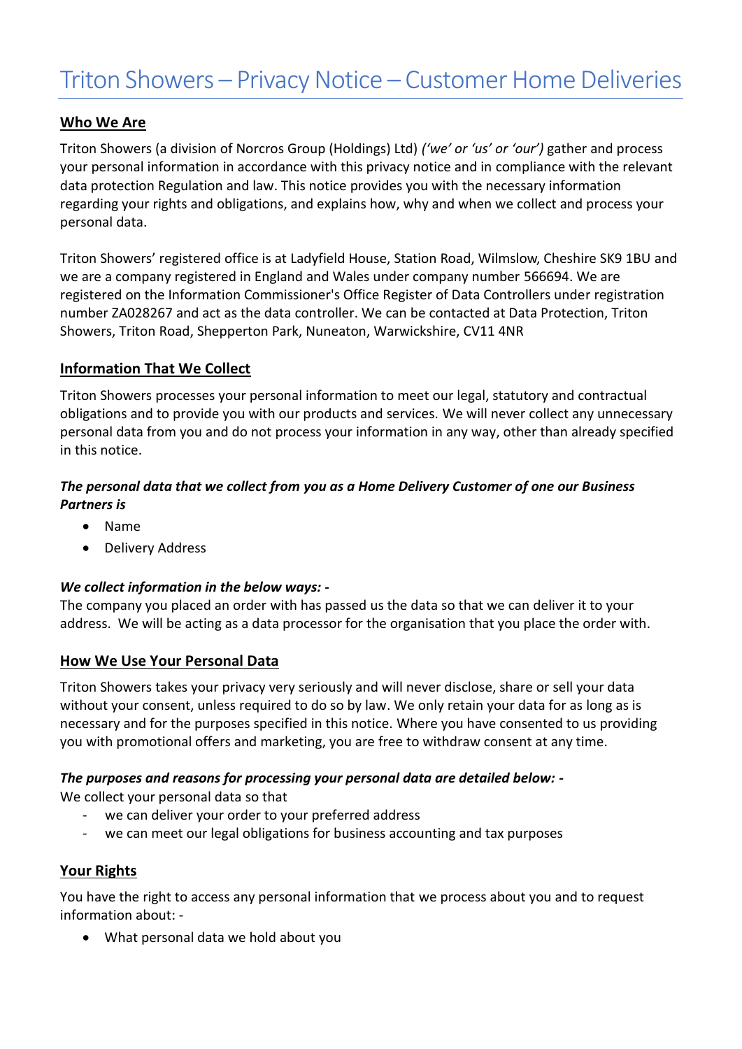# Triton Showers – Privacy Notice – Customer Home Deliveries

## Who We Are

Triton Showers (a division of Norcros Group (Holdings) Ltd) *('we' or 'us' or 'our')* gather and process your personal information in accordance with this privacy notice and in compliance with the relevant data protection Regulation and law. This notice provides you with the necessary information regarding your rights and obligations, and explains how, why and when we collect and process your personal data.

Triton Showers' registered office is at Ladyfield House, Station Road, Wilmslow, Cheshire SK9 1BU and we are a company registered in England and Wales under company number 566694. We are registered on the Information Commissioner's Office Register of Data Controllers under registration number ZA028267 and act as the data controller. We can be contacted at Data Protection, Triton Showers, Triton Road, Shepperton Park, Nuneaton, Warwickshire, CV11 4NR

## Information That We Collect

Triton Showers processes your personal information to meet our legal, statutory and contractual obligations and to provide you with our products and services. We will never collect any unnecessary personal data from you and do not process your information in any way, other than already specified in this notice.

***The personal data that we collect from you as a Home Delivery Customer of one our Business Partners is***

- Name
- Delivery Address

***We collect information in the below ways: -***

The company you placed an order with has passed us the data so that we can deliver it to your address. We will be acting as a data processor for the organisation that you place the order with.

## How We Use Your Personal Data

Triton Showers takes your privacy very seriously and will never disclose, share or sell your data without your consent, unless required to do so by law. We only retain your data for as long as is necessary and for the purposes specified in this notice. Where you have consented to us providing you with promotional offers and marketing, you are free to withdraw consent at any time.

***The purposes and reasons for processing your personal data are detailed below: -***

We collect your personal data so that

- we can deliver your order to your preferred address
- we can meet our legal obligations for business accounting and tax purposes

## Your Rights

You have the right to access any personal information that we process about you and to request information about: -

- What personal data we hold about you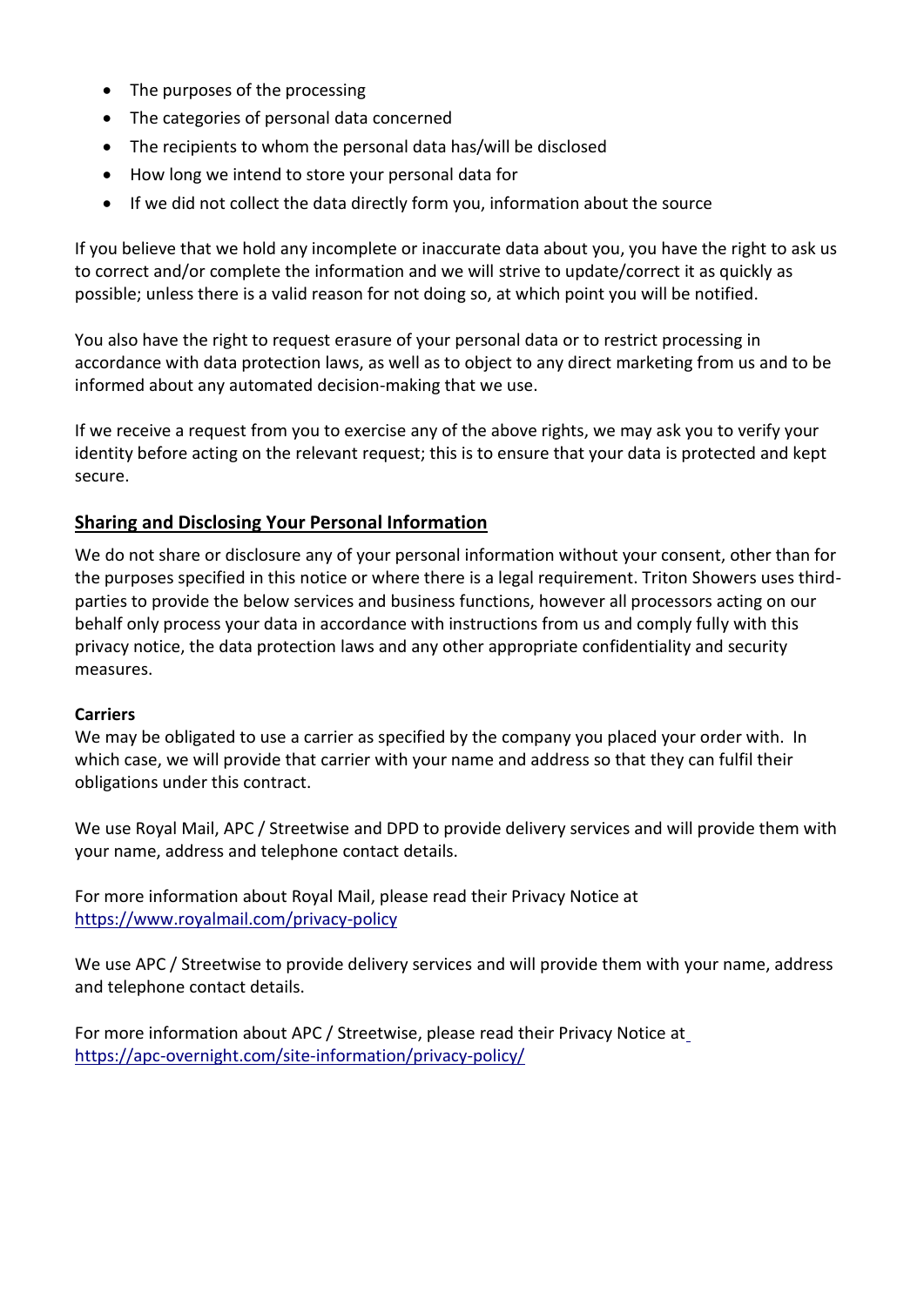- The purposes of the processing
- The categories of personal data concerned
- The recipients to whom the personal data has/will be disclosed
- How long we intend to store your personal data for
- If we did not collect the data directly form you, information about the source

If you believe that we hold any incomplete or inaccurate data about you, you have the right to ask us to correct and/or complete the information and we will strive to update/correct it as quickly as possible; unless there is a valid reason for not doing so, at which point you will be notified.

You also have the right to request erasure of your personal data or to restrict processing in accordance with data protection laws, as well as to object to any direct marketing from us and to be informed about any automated decision-making that we use.

If we receive a request from you to exercise any of the above rights, we may ask you to verify your identity before acting on the relevant request; this is to ensure that your data is protected and kept secure.

## Sharing and Disclosing Your Personal Information

We do not share or disclosure any of your personal information without your consent, other than for the purposes specified in this notice or where there is a legal requirement. Triton Showers uses third-parties to provide the below services and business functions, however all processors acting on our behalf only process your data in accordance with instructions from us and comply fully with this privacy notice, the data protection laws and any other appropriate confidentiality and security measures.

**Carriers**

We may be obligated to use a carrier as specified by the company you placed your order with. In which case, we will provide that carrier with your name and address so that they can fulfil their obligations under this contract.

We use Royal Mail, APC / Streetwise and DPD to provide delivery services and will provide them with your name, address and telephone contact details.

For more information about Royal Mail, please read their Privacy Notice at https://www.royalmail.com/privacy-policy

We use APC / Streetwise to provide delivery services and will provide them with your name, address and telephone contact details.

For more information about APC / Streetwise, please read their Privacy Notice at https://apc-overnight.com/site-information/privacy-policy/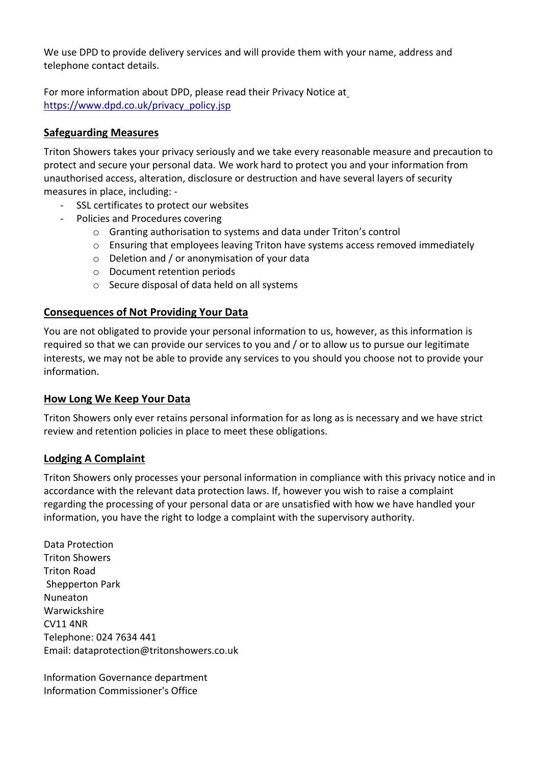We use DPD to provide delivery services and will provide them with your name, address and telephone contact details.

For more information about DPD, please read their Privacy Notice at [https://www.dpd.co.uk/privacy_policy.jsp](https://www.dpd.co.uk/privacy_policy.jsp)

## Safeguarding Measures

Triton Showers takes your privacy seriously and we take every reasonable measure and precaution to protect and secure your personal data. We work hard to protect you and your information from unauthorised access, alteration, disclosure or destruction and have several layers of security measures in place, including: -

- SSL certificates to protect our websites
- Policies and Procedures covering
  - Granting authorisation to systems and data under Triton's control
  - Ensuring that employees leaving Triton have systems access removed immediately
  - Deletion and / or anonymisation of your data
  - Document retention periods
  - Secure disposal of data held on all systems

## Consequences of Not Providing Your Data

You are not obligated to provide your personal information to us, however, as this information is required so that we can provide our services to you and / or to allow us to pursue our legitimate interests, we may not be able to provide any services to you should you choose not to provide your information.

## How Long We Keep Your Data

Triton Showers only ever retains personal information for as long as is necessary and we have strict review and retention policies in place to meet these obligations.

## Lodging A Complaint

Triton Showers only processes your personal information in compliance with this privacy notice and in accordance with the relevant data protection laws. If, however you wish to raise a complaint regarding the processing of your personal data or are unsatisfied with how we have handled your information, you have the right to lodge a complaint with the supervisory authority.

Data Protection
Triton Showers
Triton Road
Shepperton Park
Nuneaton
Warwickshire
CV11 4NR
Telephone: 024 7634 441
Email: dataprotection@tritonshowers.co.uk

Information Governance department
Information Commissioner's Office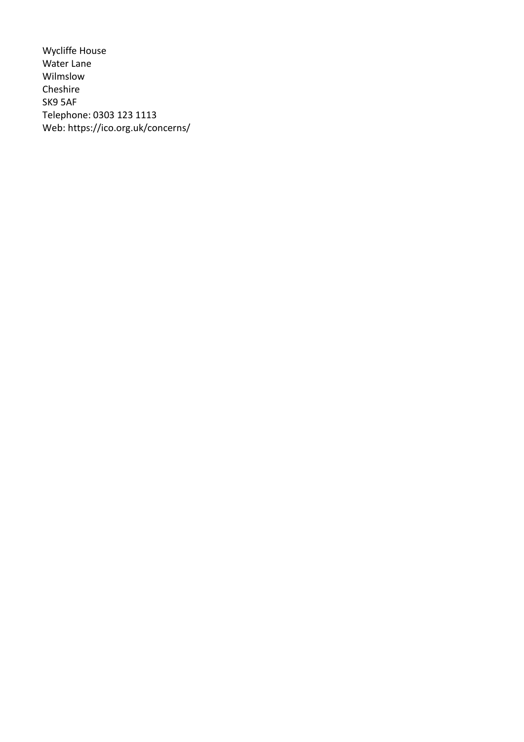Wycliffe House
Water Lane
Wilmslow
Cheshire
SK9 5AF
Telephone: 0303 123 1113
Web: https://ico.org.uk/concerns/